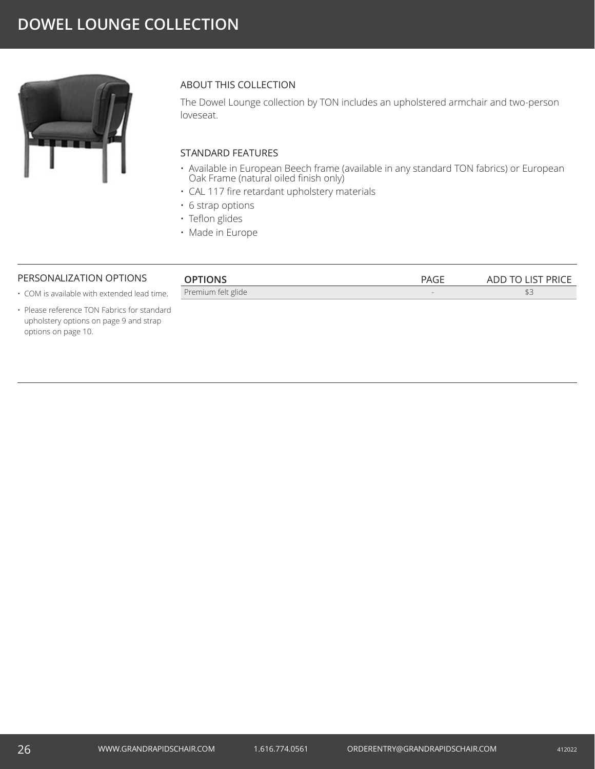# DOWEL LOUNGE COLLECTION

## ABOUT THIS COLLECTION

The Dowel Lounge collection by TON includes an upholstered armchair and two-person loveseat.

## STANDARD FEATURES

- Available in European Beech frame (available in any standard TON fabrics) or European Oak Frame (natural oiled finish only)
- CAL 117 fire retardant upholstery materials
- 6 strap options
- Teflon glides
- Made in Europe

## PERSONALIZATION OPTIONS

- COM is available with extended lead time.
- Please reference TON Fabrics for standard upholstery options on page 9 and strap options on page 10.

| OPTIONS | PAGE | ADD TO LIST PRICE |
|---|---|---|
| Premium felt glide | - | $3 |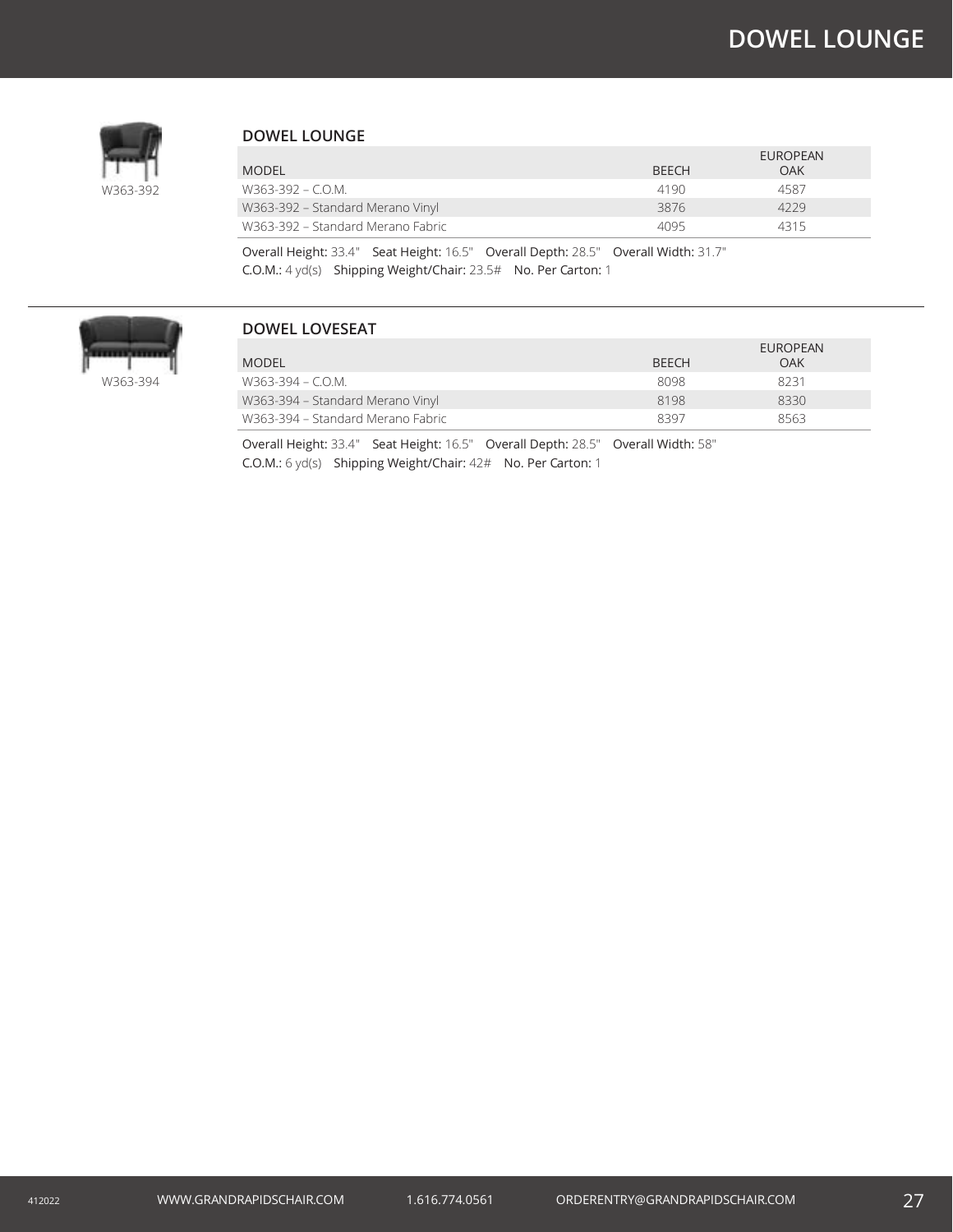# DOWEL LOUNGE

W363-392

## DOWEL LOUNGE

| MODEL | BEECH | EUROPEAN OAK |
|---|---|---|
| W363-392 – C.O.M. | 4190 | 4587 |
| W363-392 – Standard Merano Vinyl | 3876 | 4229 |
| W363-392 – Standard Merano Fabric | 4095 | 4315 |

**Overall Height:** 33.4" **Seat Height:** 16.5" **Overall Depth:** 28.5" **Overall Width:** 31.7"
**C.O.M.:** 4 yd(s) **Shipping Weight/Chair:** 23.5# **No. Per Carton:** 1

W363-394

## DOWEL LOVESEAT

| MODEL | BEECH | EUROPEAN OAK |
|---|---|---|
| W363-394 – C.O.M. | 8098 | 8231 |
| W363-394 – Standard Merano Vinyl | 8198 | 8330 |
| W363-394 – Standard Merano Fabric | 8397 | 8563 |

**Overall Height:** 33.4" **Seat Height:** 16.5" **Overall Depth:** 28.5" **Overall Width:** 58"
**C.O.M.:** 6 yd(s) **Shipping Weight/Chair:** 42# **No. Per Carton:** 1

412022 WWW.GRANDRAPIDSCHAIR.COM 1.616.774.0561 ORDERENTRY@GRANDRAPIDSCHAIR.COM